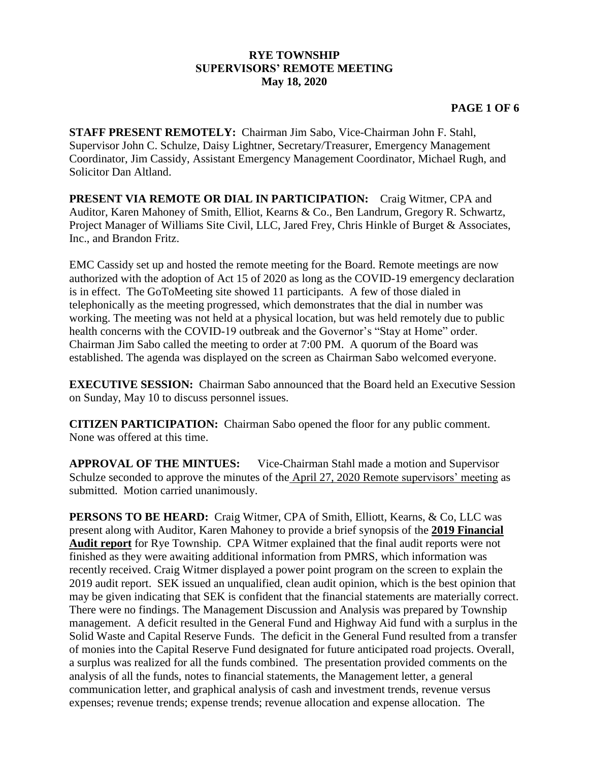**RYE TOWNSHIP**
**SUPERVISORS' REMOTE MEETING**
**May 18, 2020**

**STAFF PRESENT REMOTELY:** Chairman Jim Sabo, Vice-Chairman John F. Stahl, Supervisor John C. Schulze, Daisy Lightner, Secretary/Treasurer, Emergency Management Coordinator, Jim Cassidy, Assistant Emergency Management Coordinator, Michael Rugh, and Solicitor Dan Altland.

**PRESENT VIA REMOTE OR DIAL IN PARTICIPATION:** Craig Witmer, CPA and Auditor, Karen Mahoney of Smith, Elliot, Kearns & Co., Ben Landrum, Gregory R. Schwartz, Project Manager of Williams Site Civil, LLC, Jared Frey, Chris Hinkle of Burget & Associates, Inc., and Brandon Fritz.

EMC Cassidy set up and hosted the remote meeting for the Board. Remote meetings are now authorized with the adoption of Act 15 of 2020 as long as the COVID-19 emergency declaration is in effect. The GoToMeeting site showed 11 participants. A few of those dialed in telephonically as the meeting progressed, which demonstrates that the dial in number was working. The meeting was not held at a physical location, but was held remotely due to public health concerns with the COVID-19 outbreak and the Governor's "Stay at Home" order. Chairman Jim Sabo called the meeting to order at 7:00 PM. A quorum of the Board was established. The agenda was displayed on the screen as Chairman Sabo welcomed everyone.

**EXECUTIVE SESSION:** Chairman Sabo announced that the Board held an Executive Session on Sunday, May 10 to discuss personnel issues.

**CITIZEN PARTICIPATION:** Chairman Sabo opened the floor for any public comment. None was offered at this time.

**APPROVAL OF THE MINTUES:** Vice-Chairman Stahl made a motion and Supervisor Schulze seconded to approve the minutes of the April 27, 2020 Remote supervisors' meeting as submitted. Motion carried unanimously.

**PERSONS TO BE HEARD:** Craig Witmer, CPA of Smith, Elliott, Kearns, & Co, LLC was present along with Auditor, Karen Mahoney to provide a brief synopsis of the **2019 Financial Audit report** for Rye Township. CPA Witmer explained that the final audit reports were not finished as they were awaiting additional information from PMRS, which information was recently received. Craig Witmer displayed a power point program on the screen to explain the 2019 audit report. SEK issued an unqualified, clean audit opinion, which is the best opinion that may be given indicating that SEK is confident that the financial statements are materially correct. There were no findings. The Management Discussion and Analysis was prepared by Township management. A deficit resulted in the General Fund and Highway Aid fund with a surplus in the Solid Waste and Capital Reserve Funds. The deficit in the General Fund resulted from a transfer of monies into the Capital Reserve Fund designated for future anticipated road projects. Overall, a surplus was realized for all the funds combined. The presentation provided comments on the analysis of all the funds, notes to financial statements, the Management letter, a general communication letter, and graphical analysis of cash and investment trends, revenue versus expenses; revenue trends; expense trends; revenue allocation and expense allocation. The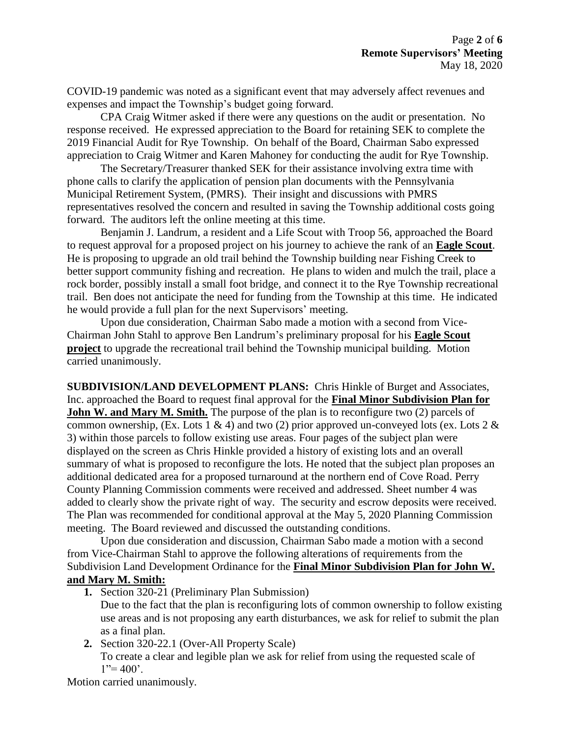COVID-19 pandemic was noted as a significant event that may adversely affect revenues and expenses and impact the Township's budget going forward.

CPA Craig Witmer asked if there were any questions on the audit or presentation. No response received. He expressed appreciation to the Board for retaining SEK to complete the 2019 Financial Audit for Rye Township. On behalf of the Board, Chairman Sabo expressed appreciation to Craig Witmer and Karen Mahoney for conducting the audit for Rye Township.

The Secretary/Treasurer thanked SEK for their assistance involving extra time with phone calls to clarify the application of pension plan documents with the Pennsylvania Municipal Retirement System, (PMRS). Their insight and discussions with PMRS representatives resolved the concern and resulted in saving the Township additional costs going forward. The auditors left the online meeting at this time.

Benjamin J. Landrum, a resident and a Life Scout with Troop 56, approached the Board to request approval for a proposed project on his journey to achieve the rank of an **Eagle Scout**. He is proposing to upgrade an old trail behind the Township building near Fishing Creek to better support community fishing and recreation. He plans to widen and mulch the trail, place a rock border, possibly install a small foot bridge, and connect it to the Rye Township recreational trail. Ben does not anticipate the need for funding from the Township at this time. He indicated he would provide a full plan for the next Supervisors' meeting.

Upon due consideration, Chairman Sabo made a motion with a second from Vice-Chairman John Stahl to approve Ben Landrum's preliminary proposal for his **Eagle Scout project** to upgrade the recreational trail behind the Township municipal building. Motion carried unanimously.

**SUBDIVISION/LAND DEVELOPMENT PLANS:** Chris Hinkle of Burget and Associates, Inc. approached the Board to request final approval for the **Final Minor Subdivision Plan for John W. and Mary M. Smith.** The purpose of the plan is to reconfigure two (2) parcels of common ownership, (Ex. Lots 1 & 4) and two (2) prior approved un-conveyed lots (ex. Lots 2 & 3) within those parcels to follow existing use areas. Four pages of the subject plan were displayed on the screen as Chris Hinkle provided a history of existing lots and an overall summary of what is proposed to reconfigure the lots. He noted that the subject plan proposes an additional dedicated area for a proposed turnaround at the northern end of Cove Road. Perry County Planning Commission comments were received and addressed. Sheet number 4 was added to clearly show the private right of way. The security and escrow deposits were received. The Plan was recommended for conditional approval at the May 5, 2020 Planning Commission meeting. The Board reviewed and discussed the outstanding conditions.

Upon due consideration and discussion, Chairman Sabo made a motion with a second from Vice-Chairman Stahl to approve the following alterations of requirements from the Subdivision Land Development Ordinance for the **Final Minor Subdivision Plan for John W. and Mary M. Smith:**

1. Section 320-21 (Preliminary Plan Submission)
   Due to the fact that the plan is reconfiguring lots of common ownership to follow existing use areas and is not proposing any earth disturbances, we ask for relief to submit the plan as a final plan.
2. Section 320-22.1 (Over-All Property Scale)
   To create a clear and legible plan we ask for relief from using the requested scale of 1"= 400'.

Motion carried unanimously.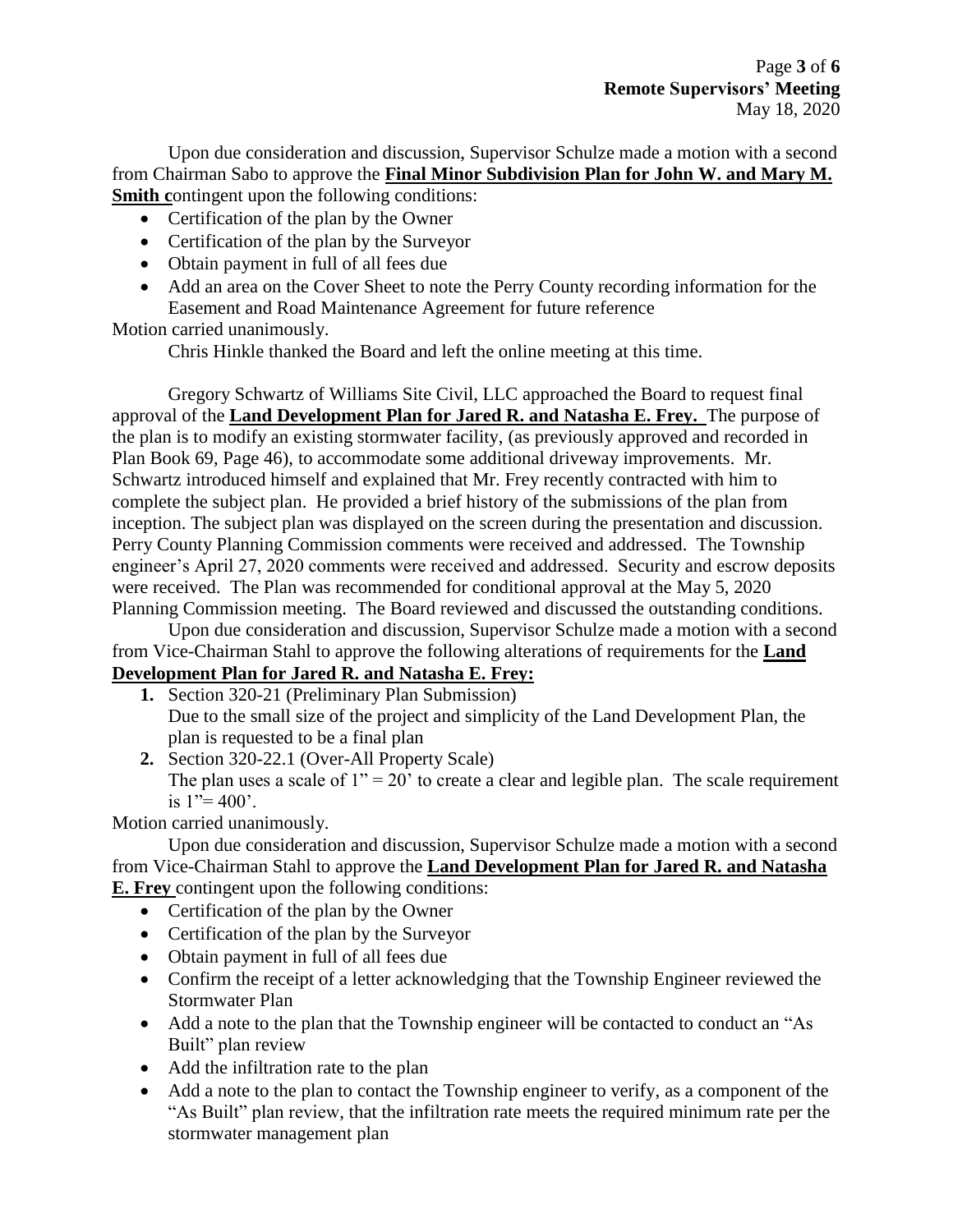Upon due consideration and discussion, Supervisor Schulze made a motion with a second from Chairman Sabo to approve the **Final Minor Subdivision Plan for John W. and Mary M. Smith c**ontingent upon the following conditions:

- Certification of the plan by the Owner
- Certification of the plan by the Surveyor
- Obtain payment in full of all fees due
- Add an area on the Cover Sheet to note the Perry County recording information for the Easement and Road Maintenance Agreement for future reference

Motion carried unanimously.

Chris Hinkle thanked the Board and left the online meeting at this time.

Gregory Schwartz of Williams Site Civil, LLC approached the Board to request final approval of the **Land Development Plan for Jared R. and Natasha E. Frey.** The purpose of the plan is to modify an existing stormwater facility, (as previously approved and recorded in Plan Book 69, Page 46), to accommodate some additional driveway improvements. Mr. Schwartz introduced himself and explained that Mr. Frey recently contracted with him to complete the subject plan. He provided a brief history of the submissions of the plan from inception. The subject plan was displayed on the screen during the presentation and discussion. Perry County Planning Commission comments were received and addressed. The Township engineer's April 27, 2020 comments were received and addressed. Security and escrow deposits were received. The Plan was recommended for conditional approval at the May 5, 2020 Planning Commission meeting. The Board reviewed and discussed the outstanding conditions.

Upon due consideration and discussion, Supervisor Schulze made a motion with a second from Vice-Chairman Stahl to approve the following alterations of requirements for the **Land Development Plan for Jared R. and Natasha E. Frey:**

1. Section 320-21 (Preliminary Plan Submission)
   Due to the small size of the project and simplicity of the Land Development Plan, the plan is requested to be a final plan
2. Section 320-22.1 (Over-All Property Scale)
   The plan uses a scale of 1" = 20' to create a clear and legible plan. The scale requirement is 1"= 400'.

Motion carried unanimously.

Upon due consideration and discussion, Supervisor Schulze made a motion with a second from Vice-Chairman Stahl to approve the **Land Development Plan for Jared R. and Natasha E. Frey** contingent upon the following conditions:

- Certification of the plan by the Owner
- Certification of the plan by the Surveyor
- Obtain payment in full of all fees due
- Confirm the receipt of a letter acknowledging that the Township Engineer reviewed the Stormwater Plan
- Add a note to the plan that the Township engineer will be contacted to conduct an "As Built" plan review
- Add the infiltration rate to the plan
- Add a note to the plan to contact the Township engineer to verify, as a component of the "As Built" plan review, that the infiltration rate meets the required minimum rate per the stormwater management plan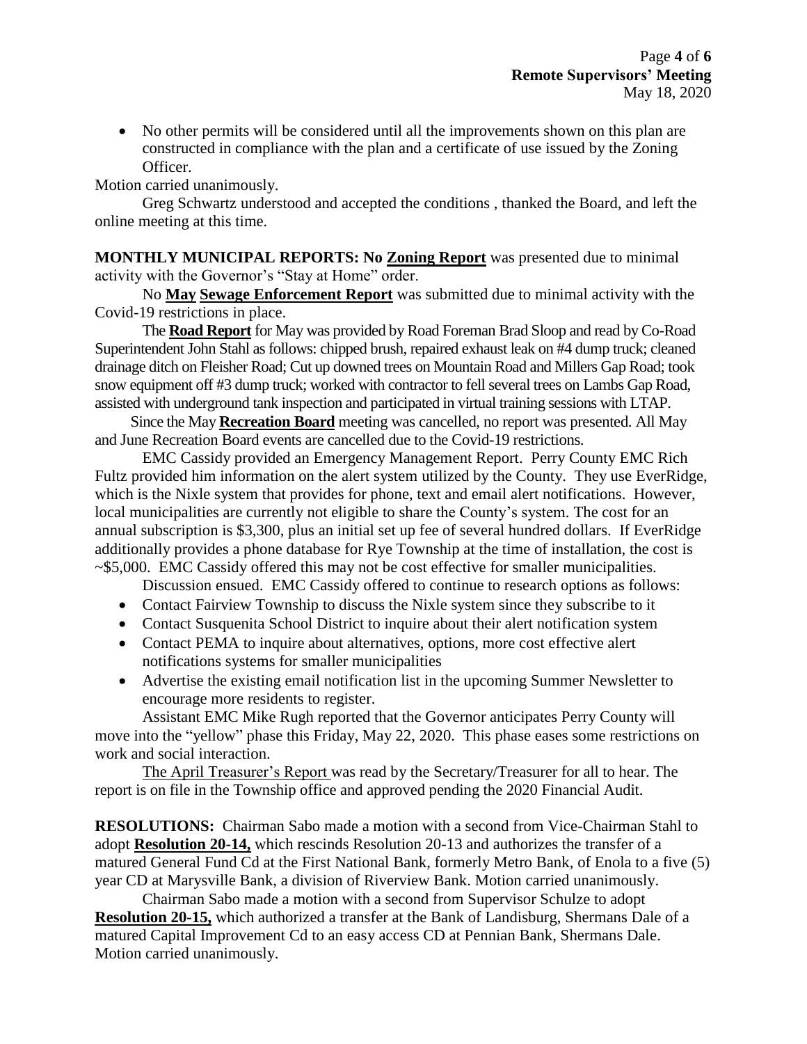- No other permits will be considered until all the improvements shown on this plan are constructed in compliance with the plan and a certificate of use issued by the Zoning Officer.

Motion carried unanimously.

Greg Schwartz understood and accepted the conditions , thanked the Board, and left the online meeting at this time.

**MONTHLY MUNICIPAL REPORTS: No <u>Zoning Report</u>** was presented due to minimal activity with the Governor's "Stay at Home" order.

No **<u>May</u> <u>Sewage Enforcement Report</u>** was submitted due to minimal activity with the Covid-19 restrictions in place.

The **<u>Road Report</u>** for May was provided by Road Foreman Brad Sloop and read by Co-Road Superintendent John Stahl as follows: chipped brush, repaired exhaust leak on #4 dump truck; cleaned drainage ditch on Fleisher Road; Cut up downed trees on Mountain Road and Millers Gap Road; took snow equipment off #3 dump truck; worked with contractor to fell several trees on Lambs Gap Road, assisted with underground tank inspection and participated in virtual training sessions with LTAP.

Since the May **<u>Recreation Board</u>** meeting was cancelled, no report was presented. All May and June Recreation Board events are cancelled due to the Covid-19 restrictions.

EMC Cassidy provided an Emergency Management Report. Perry County EMC Rich Fultz provided him information on the alert system utilized by the County. They use EverRidge, which is the Nixle system that provides for phone, text and email alert notifications. However, local municipalities are currently not eligible to share the County's system. The cost for an annual subscription is $3,300, plus an initial set up fee of several hundred dollars. If EverRidge additionally provides a phone database for Rye Township at the time of installation, the cost is ~$5,000. EMC Cassidy offered this may not be cost effective for smaller municipalities.

Discussion ensued. EMC Cassidy offered to continue to research options as follows:

- Contact Fairview Township to discuss the Nixle system since they subscribe to it
- Contact Susquenita School District to inquire about their alert notification system
- Contact PEMA to inquire about alternatives, options, more cost effective alert notifications systems for smaller municipalities
- Advertise the existing email notification list in the upcoming Summer Newsletter to encourage more residents to register.

Assistant EMC Mike Rugh reported that the Governor anticipates Perry County will move into the "yellow" phase this Friday, May 22, 2020. This phase eases some restrictions on work and social interaction.

<u>The April Treasurer's Report</u> was read by the Secretary/Treasurer for all to hear. The report is on file in the Township office and approved pending the 2020 Financial Audit.

**RESOLUTIONS:** Chairman Sabo made a motion with a second from Vice-Chairman Stahl to adopt **<u>Resolution 20-14,</u>** which rescinds Resolution 20-13 and authorizes the transfer of a matured General Fund Cd at the First National Bank, formerly Metro Bank, of Enola to a five (5) year CD at Marysville Bank, a division of Riverview Bank. Motion carried unanimously.

Chairman Sabo made a motion with a second from Supervisor Schulze to adopt **<u>Resolution 20-15,</u>** which authorized a transfer at the Bank of Landisburg, Shermans Dale of a matured Capital Improvement Cd to an easy access CD at Pennian Bank, Shermans Dale. Motion carried unanimously.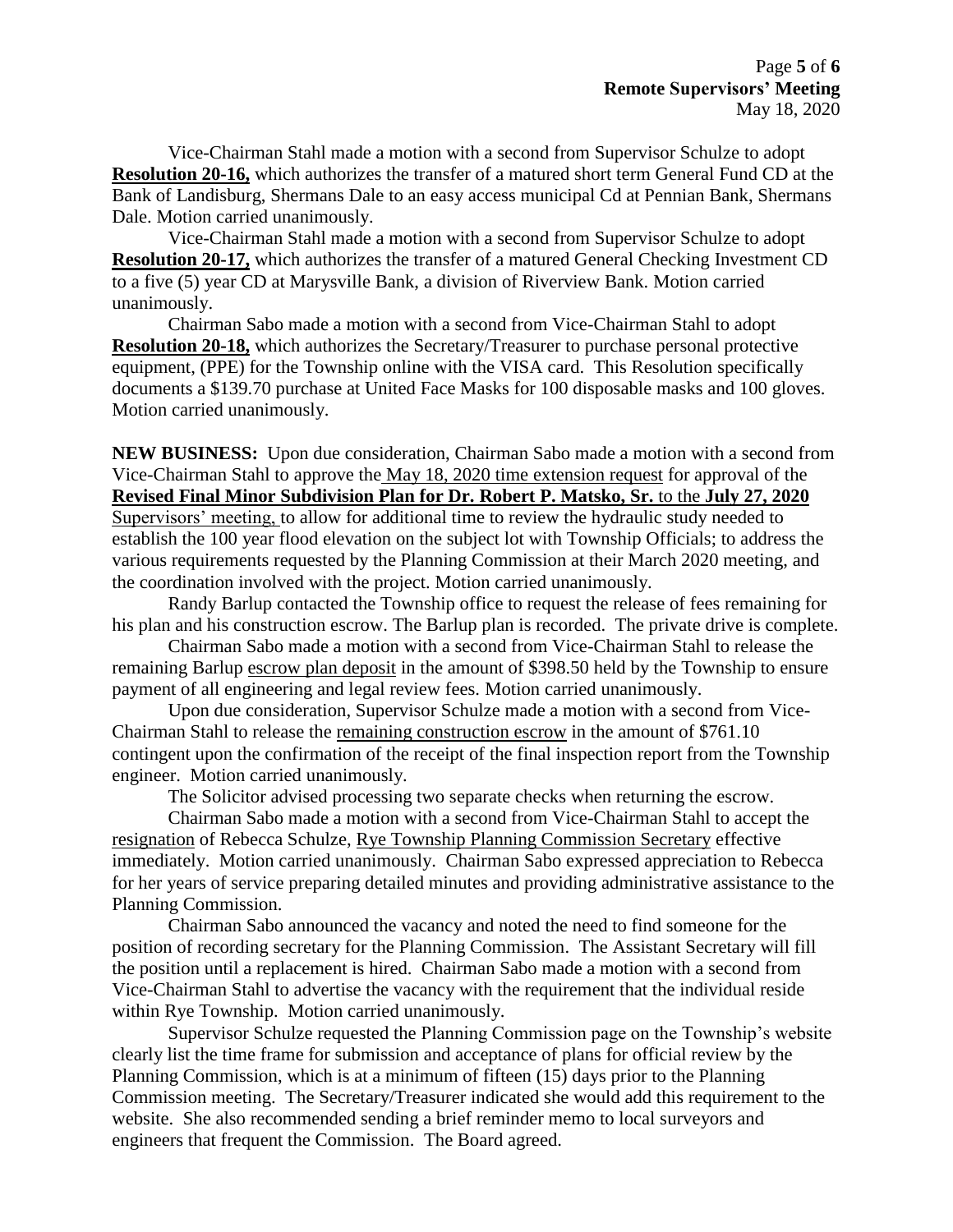Vice-Chairman Stahl made a motion with a second from Supervisor Schulze to adopt **Resolution 20-16,** which authorizes the transfer of a matured short term General Fund CD at the Bank of Landisburg, Shermans Dale to an easy access municipal Cd at Pennian Bank, Shermans Dale. Motion carried unanimously.

Vice-Chairman Stahl made a motion with a second from Supervisor Schulze to adopt **Resolution 20-17,** which authorizes the transfer of a matured General Checking Investment CD to a five (5) year CD at Marysville Bank, a division of Riverview Bank. Motion carried unanimously.

Chairman Sabo made a motion with a second from Vice-Chairman Stahl to adopt **Resolution 20-18,** which authorizes the Secretary/Treasurer to purchase personal protective equipment, (PPE) for the Township online with the VISA card. This Resolution specifically documents a $139.70 purchase at United Face Masks for 100 disposable masks and 100 gloves. Motion carried unanimously.

**NEW BUSINESS:** Upon due consideration, Chairman Sabo made a motion with a second from Vice-Chairman Stahl to approve the May 18, 2020 time extension request for approval of the **Revised Final Minor Subdivision Plan for Dr. Robert P. Matsko, Sr.** to the **July 27, 2020** Supervisors' meeting, to allow for additional time to review the hydraulic study needed to establish the 100 year flood elevation on the subject lot with Township Officials; to address the various requirements requested by the Planning Commission at their March 2020 meeting, and the coordination involved with the project. Motion carried unanimously.

Randy Barlup contacted the Township office to request the release of fees remaining for his plan and his construction escrow. The Barlup plan is recorded. The private drive is complete.

Chairman Sabo made a motion with a second from Vice-Chairman Stahl to release the remaining Barlup escrow plan deposit in the amount of $398.50 held by the Township to ensure payment of all engineering and legal review fees. Motion carried unanimously.

Upon due consideration, Supervisor Schulze made a motion with a second from Vice-Chairman Stahl to release the remaining construction escrow in the amount of $761.10 contingent upon the confirmation of the receipt of the final inspection report from the Township engineer. Motion carried unanimously.

The Solicitor advised processing two separate checks when returning the escrow.

Chairman Sabo made a motion with a second from Vice-Chairman Stahl to accept the resignation of Rebecca Schulze, Rye Township Planning Commission Secretary effective immediately. Motion carried unanimously. Chairman Sabo expressed appreciation to Rebecca for her years of service preparing detailed minutes and providing administrative assistance to the Planning Commission.

Chairman Sabo announced the vacancy and noted the need to find someone for the position of recording secretary for the Planning Commission. The Assistant Secretary will fill the position until a replacement is hired. Chairman Sabo made a motion with a second from Vice-Chairman Stahl to advertise the vacancy with the requirement that the individual reside within Rye Township. Motion carried unanimously.

Supervisor Schulze requested the Planning Commission page on the Township's website clearly list the time frame for submission and acceptance of plans for official review by the Planning Commission, which is at a minimum of fifteen (15) days prior to the Planning Commission meeting. The Secretary/Treasurer indicated she would add this requirement to the website. She also recommended sending a brief reminder memo to local surveyors and engineers that frequent the Commission. The Board agreed.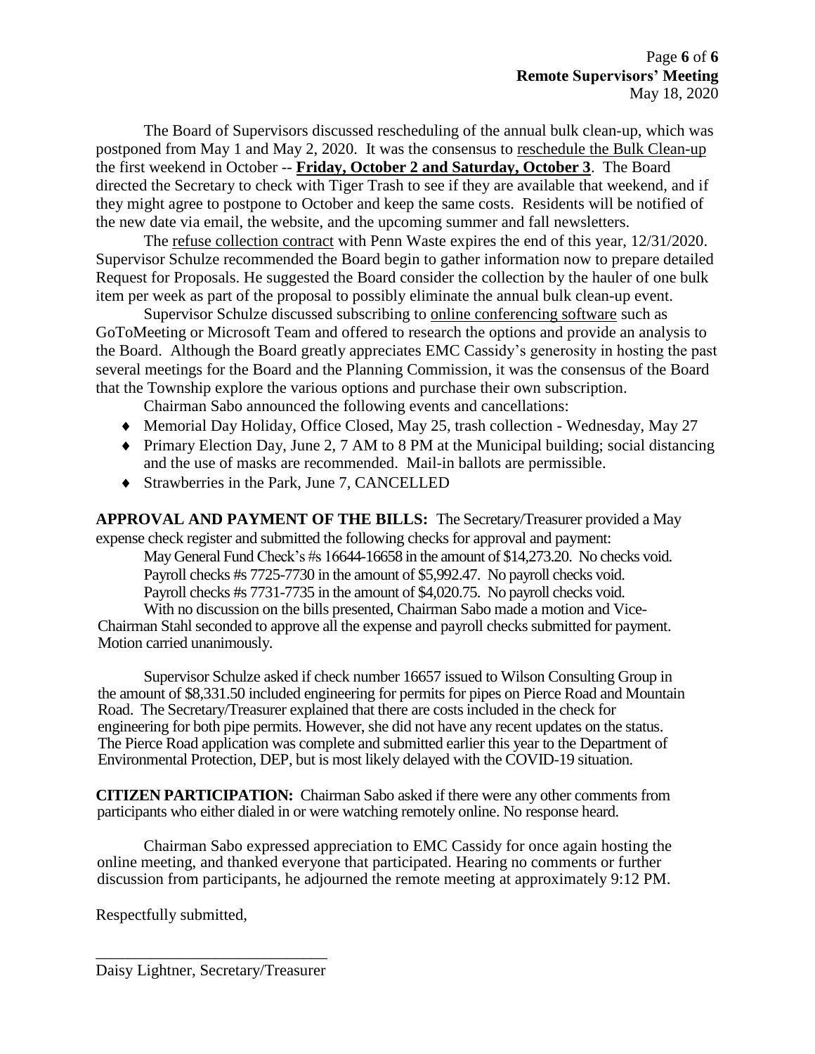The Board of Supervisors discussed rescheduling of the annual bulk clean-up, which was postponed from May 1 and May 2, 2020. It was the consensus to reschedule the Bulk Clean-up the first weekend in October -- **Friday, October 2 and Saturday, October 3**. The Board directed the Secretary to check with Tiger Trash to see if they are available that weekend, and if they might agree to postpone to October and keep the same costs. Residents will be notified of the new date via email, the website, and the upcoming summer and fall newsletters.

The refuse collection contract with Penn Waste expires the end of this year, 12/31/2020. Supervisor Schulze recommended the Board begin to gather information now to prepare detailed Request for Proposals. He suggested the Board consider the collection by the hauler of one bulk item per week as part of the proposal to possibly eliminate the annual bulk clean-up event.

Supervisor Schulze discussed subscribing to online conferencing software such as GoToMeeting or Microsoft Team and offered to research the options and provide an analysis to the Board. Although the Board greatly appreciates EMC Cassidy's generosity in hosting the past several meetings for the Board and the Planning Commission, it was the consensus of the Board that the Township explore the various options and purchase their own subscription.

Chairman Sabo announced the following events and cancellations:

- Memorial Day Holiday, Office Closed, May 25, trash collection - Wednesday, May 27
- Primary Election Day, June 2, 7 AM to 8 PM at the Municipal building; social distancing and the use of masks are recommended. Mail-in ballots are permissible.
- Strawberries in the Park, June 7, CANCELLED

**APPROVAL AND PAYMENT OF THE BILLS:** The Secretary/Treasurer provided a May expense check register and submitted the following checks for approval and payment:

May General Fund Check's #s 16644-16658 in the amount of $14,273.20. No checks void.
Payroll checks #s 7725-7730 in the amount of $5,992.47. No payroll checks void.
Payroll checks #s 7731-7735 in the amount of $4,020.75. No payroll checks void.

With no discussion on the bills presented, Chairman Sabo made a motion and Vice-Chairman Stahl seconded to approve all the expense and payroll checks submitted for payment. Motion carried unanimously.

Supervisor Schulze asked if check number 16657 issued to Wilson Consulting Group in the amount of $8,331.50 included engineering for permits for pipes on Pierce Road and Mountain Road. The Secretary/Treasurer explained that there are costs included in the check for engineering for both pipe permits. However, she did not have any recent updates on the status. The Pierce Road application was complete and submitted earlier this year to the Department of Environmental Protection, DEP, but is most likely delayed with the COVID-19 situation.

**CITIZEN PARTICIPATION:** Chairman Sabo asked if there were any other comments from participants who either dialed in or were watching remotely online. No response heard.

Chairman Sabo expressed appreciation to EMC Cassidy for once again hosting the online meeting, and thanked everyone that participated. Hearing no comments or further discussion from participants, he adjourned the remote meeting at approximately 9:12 PM.

Respectfully submitted,

\_\_\_\_\_\_\_\_\_\_\_\_\_\_\_\_\_\_\_\_\_\_\_\_\_\_\_\_\_\_

Daisy Lightner, Secretary/Treasurer